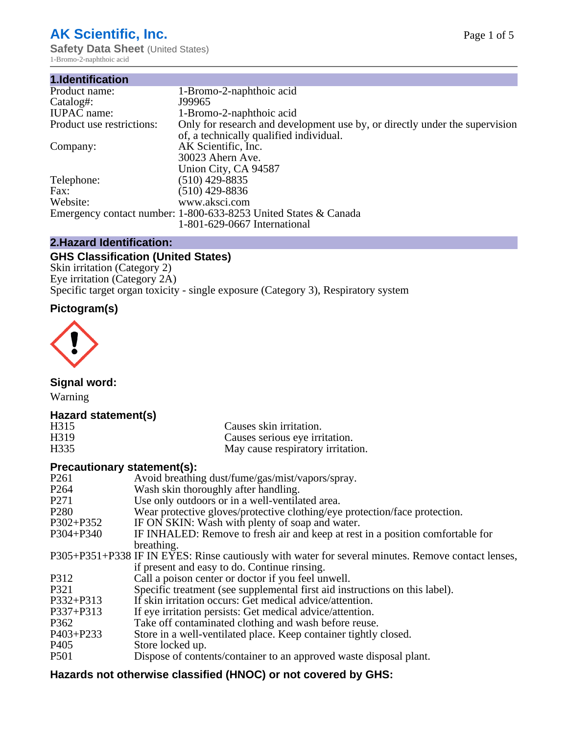# AK Scientific, Inc.

**Safety Data Sheet** (United States)

1-Bromo-2-naphthoic acid

## 1.Identification

| | |
|---|---|
| Product name: | 1-Bromo-2-naphthoic acid |
| Catalog#: | J99965 |
| IUPAC name: | 1-Bromo-2-naphthoic acid |
| Product use restrictions: | Only for research and development use by, or directly under the supervision of, a technically qualified individual. |
| Company: | AK Scientific, Inc.<br>30023 Ahern Ave.<br>Union City, CA 94587 |
| Telephone: | (510) 429-8835 |
| Fax: | (510) 429-8836 |
| Website: | www.aksci.com |
| Emergency contact number: | 1-800-633-8253 United States & Canada<br>1-801-629-0667 International |

## 2.Hazard Identification:

### GHS Classification (United States)

Skin irritation (Category 2)
Eye irritation (Category 2A)
Specific target organ toxicity - single exposure (Category 3), Respiratory system

### Pictogram(s)

### Signal word:

Warning

### Hazard statement(s)

| | |
|---|---|
| H315 | Causes skin irritation. |
| H319 | Causes serious eye irritation. |
| H335 | May cause respiratory irritation. |

### Precautionary statement(s):

| | |
|---|---|
| P261 | Avoid breathing dust/fume/gas/mist/vapors/spray. |
| P264 | Wash skin thoroughly after handling. |
| P271 | Use only outdoors or in a well-ventilated area. |
| P280 | Wear protective gloves/protective clothing/eye protection/face protection. |
| P302+P352 | IF ON SKIN: Wash with plenty of soap and water. |
| P304+P340 | IF INHALED: Remove to fresh air and keep at rest in a position comfortable for breathing. |
| P305+P351+P338 | IF IN EYES: Rinse cautiously with water for several minutes. Remove contact lenses, if present and easy to do. Continue rinsing. |
| P312 | Call a poison center or doctor if you feel unwell. |
| P321 | Specific treatment (see supplemental first aid instructions on this label). |
| P332+P313 | If skin irritation occurs: Get medical advice/attention. |
| P337+P313 | If eye irritation persists: Get medical advice/attention. |
| P362 | Take off contaminated clothing and wash before reuse. |
| P403+P233 | Store in a well-ventilated place. Keep container tightly closed. |
| P405 | Store locked up. |
| P501 | Dispose of contents/container to an approved waste disposal plant. |

### Hazards not otherwise classified (HNOC) or not covered by GHS: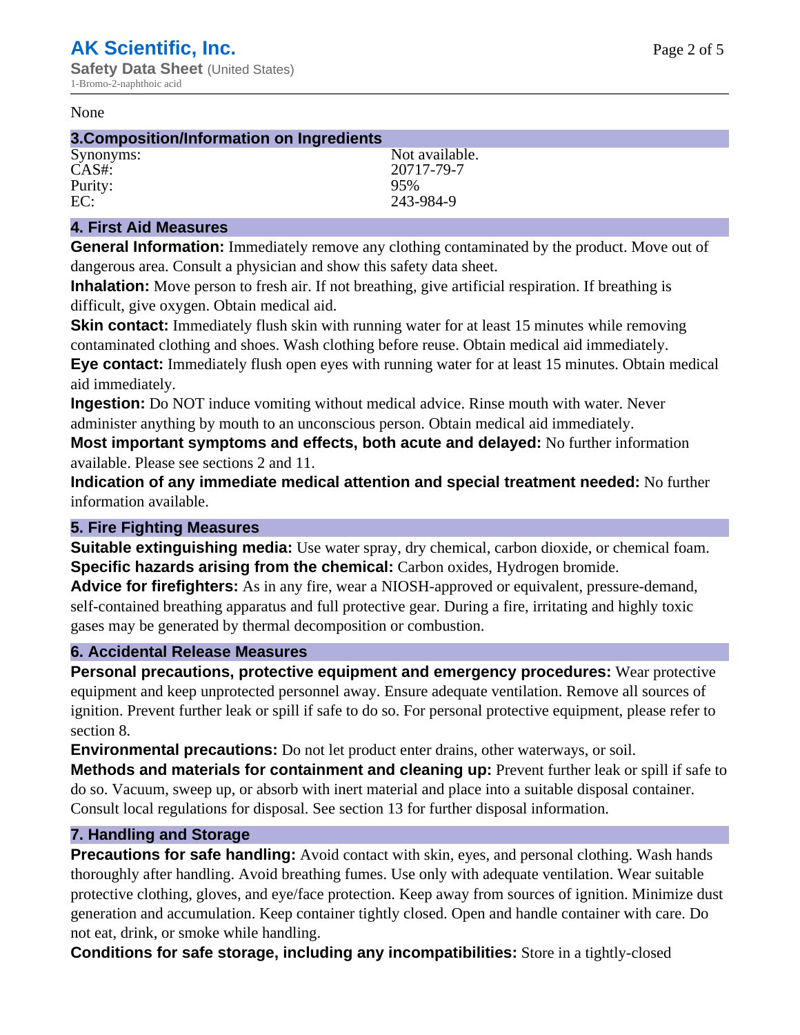None

## 3.Composition/Information on Ingredients

| | |
|---|---|
| Synonyms: | Not available. |
| CAS#: | 20717-79-7 |
| Purity: | 95% |
| EC: | 243-984-9 |

## 4. First Aid Measures

**General Information:** Immediately remove any clothing contaminated by the product. Move out of dangerous area. Consult a physician and show this safety data sheet.

**Inhalation:** Move person to fresh air. If not breathing, give artificial respiration. If breathing is difficult, give oxygen. Obtain medical aid.

**Skin contact:** Immediately flush skin with running water for at least 15 minutes while removing contaminated clothing and shoes. Wash clothing before reuse. Obtain medical aid immediately.

**Eye contact:** Immediately flush open eyes with running water for at least 15 minutes. Obtain medical aid immediately.

**Ingestion:** Do NOT induce vomiting without medical advice. Rinse mouth with water. Never administer anything by mouth to an unconscious person. Obtain medical aid immediately.

**Most important symptoms and effects, both acute and delayed:** No further information available. Please see sections 2 and 11.

**Indication of any immediate medical attention and special treatment needed:** No further information available.

## 5. Fire Fighting Measures

**Suitable extinguishing media:** Use water spray, dry chemical, carbon dioxide, or chemical foam.

**Specific hazards arising from the chemical:** Carbon oxides, Hydrogen bromide.

**Advice for firefighters:** As in any fire, wear a NIOSH-approved or equivalent, pressure-demand, self-contained breathing apparatus and full protective gear. During a fire, irritating and highly toxic gases may be generated by thermal decomposition or combustion.

## 6. Accidental Release Measures

**Personal precautions, protective equipment and emergency procedures:** Wear protective equipment and keep unprotected personnel away. Ensure adequate ventilation. Remove all sources of ignition. Prevent further leak or spill if safe to do so. For personal protective equipment, please refer to section 8.

**Environmental precautions:** Do not let product enter drains, other waterways, or soil.

**Methods and materials for containment and cleaning up:** Prevent further leak or spill if safe to do so. Vacuum, sweep up, or absorb with inert material and place into a suitable disposal container. Consult local regulations for disposal. See section 13 for further disposal information.

## 7. Handling and Storage

**Precautions for safe handling:** Avoid contact with skin, eyes, and personal clothing. Wash hands thoroughly after handling. Avoid breathing fumes. Use only with adequate ventilation. Wear suitable protective clothing, gloves, and eye/face protection. Keep away from sources of ignition. Minimize dust generation and accumulation. Keep container tightly closed. Open and handle container with care. Do not eat, drink, or smoke while handling.

**Conditions for safe storage, including any incompatibilities:** Store in a tightly-closed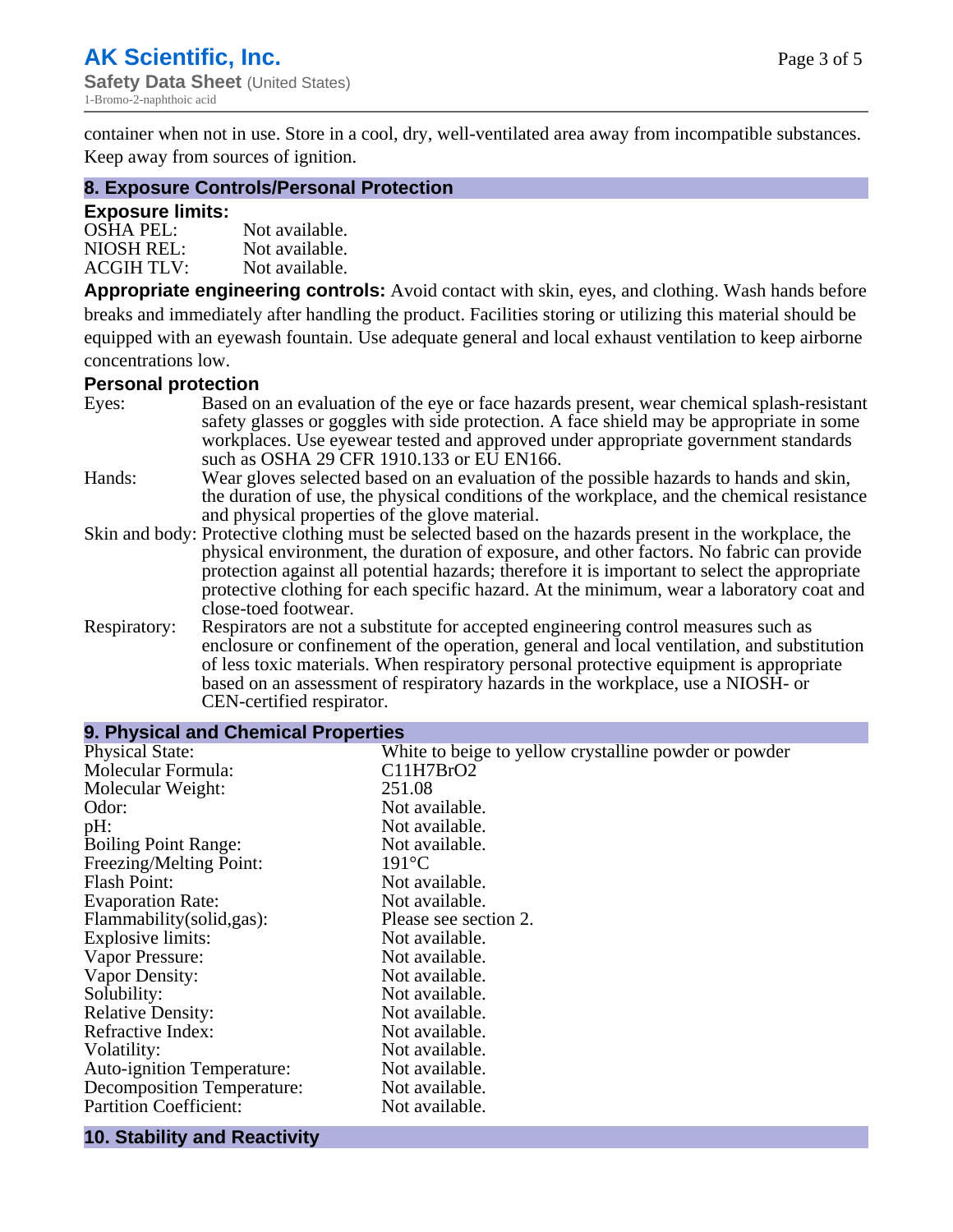container when not in use. Store in a cool, dry, well-ventilated area away from incompatible substances. Keep away from sources of ignition.

## 8. Exposure Controls/Personal Protection

### Exposure limits:

OSHA PEL: Not available.
NIOSH REL: Not available.
ACGIH TLV: Not available.

**Appropriate engineering controls:** Avoid contact with skin, eyes, and clothing. Wash hands before breaks and immediately after handling the product. Facilities storing or utilizing this material should be equipped with an eyewash fountain. Use adequate general and local exhaust ventilation to keep airborne concentrations low.

### Personal protection

| | |
|---|---|
| Eyes: | Based on an evaluation of the eye or face hazards present, wear chemical splash-resistant safety glasses or goggles with side protection. A face shield may be appropriate in some workplaces. Use eyewear tested and approved under appropriate government standards such as OSHA 29 CFR 1910.133 or EU EN166. |
| Hands: | Wear gloves selected based on an evaluation of the possible hazards to hands and skin, the duration of use, the physical conditions of the workplace, and the chemical resistance and physical properties of the glove material. |
| Skin and body: | Protective clothing must be selected based on the hazards present in the workplace, the physical environment, the duration of exposure, and other factors. No fabric can provide protection against all potential hazards; therefore it is important to select the appropriate protective clothing for each specific hazard. At the minimum, wear a laboratory coat and close-toed footwear. |
| Respiratory: | Respirators are not a substitute for accepted engineering control measures such as enclosure or confinement of the operation, general and local ventilation, and substitution of less toxic materials. When respiratory personal protective equipment is appropriate based on an assessment of respiratory hazards in the workplace, use a NIOSH- or CEN-certified respirator. |

## 9. Physical and Chemical Properties

| | |
|---|---|
| Physical State: | White to beige to yellow crystalline powder or powder |
| Molecular Formula: | C11H7BrO2 |
| Molecular Weight: | 251.08 |
| Odor: | Not available. |
| pH: | Not available. |
| Boiling Point Range: | Not available. |
| Freezing/Melting Point: | 191°C |
| Flash Point: | Not available. |
| Evaporation Rate: | Not available. |
| Flammability(solid,gas): | Please see section 2. |
| Explosive limits: | Not available. |
| Vapor Pressure: | Not available. |
| Vapor Density: | Not available. |
| Solubility: | Not available. |
| Relative Density: | Not available. |
| Refractive Index: | Not available. |
| Volatility: | Not available. |
| Auto-ignition Temperature: | Not available. |
| Decomposition Temperature: | Not available. |
| Partition Coefficient: | Not available. |

## 10. Stability and Reactivity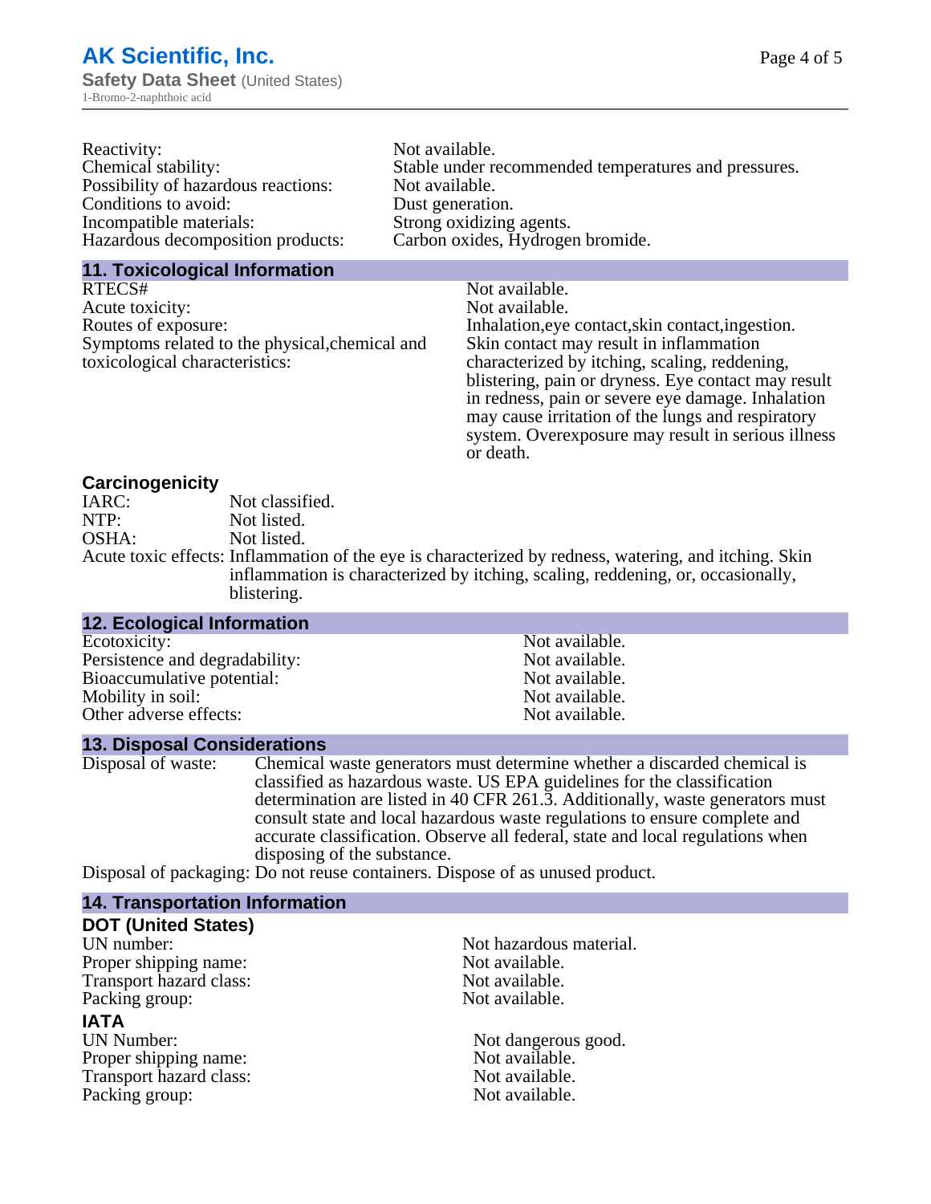| | |
|---|---|
| Reactivity: | Not available. |
| Chemical stability: | Stable under recommended temperatures and pressures. |
| Possibility of hazardous reactions: | Not available. |
| Conditions to avoid: | Dust generation. |
| Incompatible materials: | Strong oxidizing agents. |
| Hazardous decomposition products: | Carbon oxides, Hydrogen bromide. |

## 11. Toxicological Information

| | |
|---|---|
| RTECS# | Not available. |
| Acute toxicity: | Not available. |
| Routes of exposure: | Inhalation,eye contact,skin contact,ingestion. |
| Symptoms related to the physical,chemical and toxicological characteristics: | Skin contact may result in inflammation characterized by itching, scaling, reddening, blistering, pain or dryness. Eye contact may result in redness, pain or severe eye damage. Inhalation may cause irritation of the lungs and respiratory system. Overexposure may result in serious illness or death. |

### Carcinogenicity

| | |
|---|---|
| IARC: | Not classified. |
| NTP: | Not listed. |
| OSHA: | Not listed. |
| Acute toxic effects: | Inflammation of the eye is characterized by redness, watering, and itching. Skin inflammation is characterized by itching, scaling, reddening, or, occasionally, blistering. |

## 12. Ecological Information

| | |
|---|---|
| Ecotoxicity: | Not available. |
| Persistence and degradability: | Not available. |
| Bioaccumulative potential: | Not available. |
| Mobility in soil: | Not available. |
| Other adverse effects: | Not available. |

## 13. Disposal Considerations

| | |
|---|---|
| Disposal of waste: | Chemical waste generators must determine whether a discarded chemical is classified as hazardous waste. US EPA guidelines for the classification determination are listed in 40 CFR 261.3. Additionally, waste generators must consult state and local hazardous waste regulations to ensure complete and accurate classification. Observe all federal, state and local regulations when disposing of the substance. |
| Disposal of packaging: | Do not reuse containers. Dispose of as unused product. |

## 14. Transportation Information

### DOT (United States)

| | |
|---|---|
| UN number: | Not hazardous material. |
| Proper shipping name: | Not available. |
| Transport hazard class: | Not available. |
| Packing group: | Not available. |

### IATA

| | |
|---|---|
| UN Number: | Not dangerous good. |
| Proper shipping name: | Not available. |
| Transport hazard class: | Not available. |
| Packing group: | Not available. |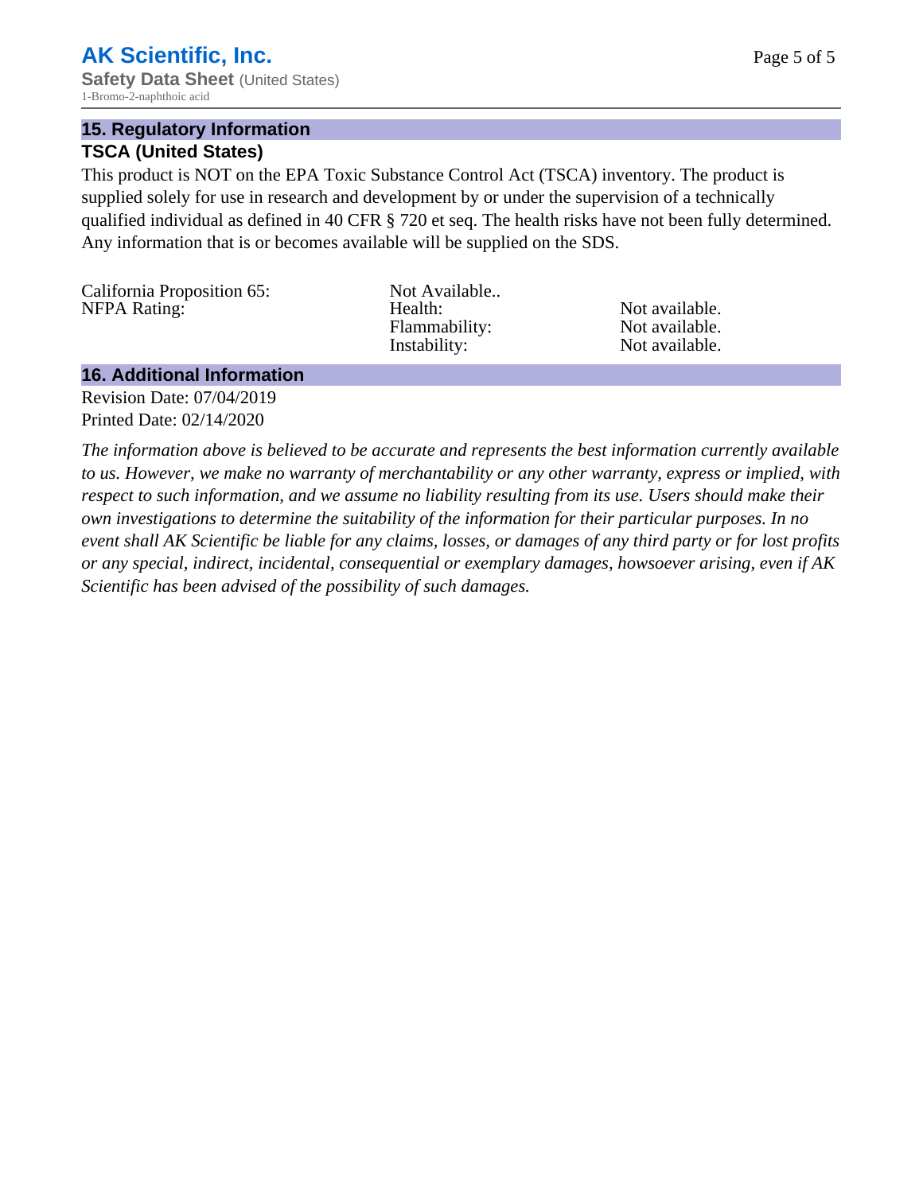## 15. Regulatory Information

### TSCA (United States)

This product is NOT on the EPA Toxic Substance Control Act (TSCA) inventory. The product is supplied solely for use in research and development by or under the supervision of a technically qualified individual as defined in 40 CFR § 720 et seq. The health risks have not been fully determined. Any information that is or becomes available will be supplied on the SDS.

| | | |
|---|---|---|
| California Proposition 65: | Not Available.. | |
| NFPA Rating: | Health: | Not available. |
| | Flammability: | Not available. |
| | Instability: | Not available. |

## 16. Additional Information

Revision Date: 07/04/2019
Printed Date: 02/14/2020

*The information above is believed to be accurate and represents the best information currently available to us. However, we make no warranty of merchantability or any other warranty, express or implied, with respect to such information, and we assume no liability resulting from its use. Users should make their own investigations to determine the suitability of the information for their particular purposes. In no event shall AK Scientific be liable for any claims, losses, or damages of any third party or for lost profits or any special, indirect, incidental, consequential or exemplary damages, howsoever arising, even if AK Scientific has been advised of the possibility of such damages.*